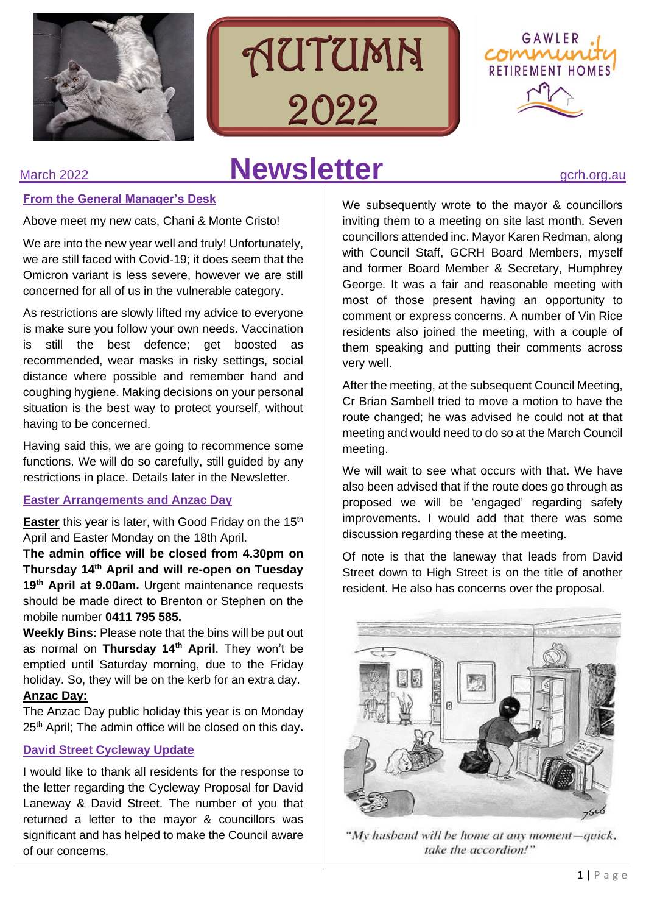# AUTUMN 2022

GAWLER community RETIREMENT HOMES

March 2022 **Newsletter** gcrh.org.au

## From the General Manager's Desk

Above meet my new cats, Chani & Monte Cristo!

We are into the new year well and truly! Unfortunately, we are still faced with Covid-19; it does seem that the Omicron variant is less severe, however we are still concerned for all of us in the vulnerable category.

As restrictions are slowly lifted my advice to everyone is make sure you follow your own needs. Vaccination is still the best defence; get boosted as recommended, wear masks in risky settings, social distance where possible and remember hand and coughing hygiene. Making decisions on your personal situation is the best way to protect yourself, without having to be concerned.

Having said this, we are going to recommence some functions. We will do so carefully, still guided by any restrictions in place. Details later in the Newsletter.

## Easter Arrangements and Anzac Day

**Easter** this year is later, with Good Friday on the 15th April and Easter Monday on the 18th April.

**The admin office will be closed from 4.30pm on Thursday 14th April and will re-open on Tuesday 19th April at 9.00am.** Urgent maintenance requests should be made direct to Brenton or Stephen on the mobile number **0411 795 585.**

**Weekly Bins:** Please note that the bins will be put out as normal on **Thursday 14th April**. They won't be emptied until Saturday morning, due to the Friday holiday. So, they will be on the kerb for an extra day.

**Anzac Day:**

The Anzac Day public holiday this year is on Monday 25th April; The admin office will be closed on this day**.**

## David Street Cycleway Update

I would like to thank all residents for the response to the letter regarding the Cycleway Proposal for David Laneway & David Street. The number of you that returned a letter to the mayor & councillors was significant and has helped to make the Council aware of our concerns.

We subsequently wrote to the mayor & councillors inviting them to a meeting on site last month. Seven councillors attended inc. Mayor Karen Redman, along with Council Staff, GCRH Board Members, myself and former Board Member & Secretary, Humphrey George. It was a fair and reasonable meeting with most of those present having an opportunity to comment or express concerns. A number of Vin Rice residents also joined the meeting, with a couple of them speaking and putting their comments across very well.

After the meeting, at the subsequent Council Meeting, Cr Brian Sambell tried to move a motion to have the route changed; he was advised he could not at that meeting and would need to do so at the March Council meeting.

We will wait to see what occurs with that. We have also been advised that if the route does go through as proposed we will be 'engaged' regarding safety improvements. I would add that there was some discussion regarding these at the meeting.

Of note is that the laneway that leads from David Street down to High Street is on the title of another resident. He also has concerns over the proposal.

*"My husband will be home at any moment—quick, take the accordion!"*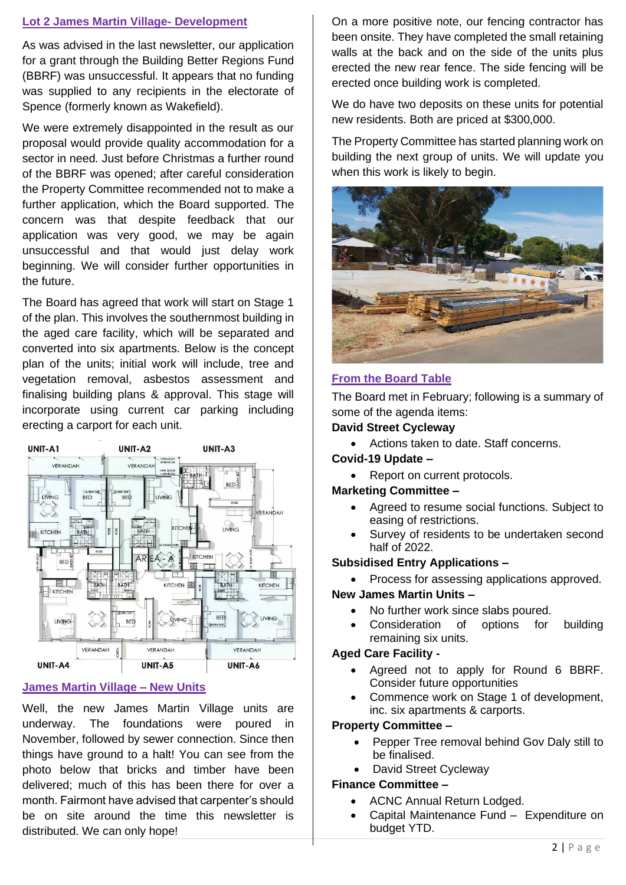## Lot 2 James Martin Village- Development

As was advised in the last newsletter, our application for a grant through the Building Better Regions Fund (BBRF) was unsuccessful. It appears that no funding was supplied to any recipients in the electorate of Spence (formerly known as Wakefield).

We were extremely disappointed in the result as our proposal would provide quality accommodation for a sector in need. Just before Christmas a further round of the BBRF was opened; after careful consideration the Property Committee recommended not to make a further application, which the Board supported. The concern was that despite feedback that our application was very good, we may be again unsuccessful and that would just delay work beginning. We will consider further opportunities in the future.

The Board has agreed that work will start on Stage 1 of the plan. This involves the southernmost building in the aged care facility, which will be separated and converted into six apartments. Below is the concept plan of the units; initial work will include, tree and vegetation removal, asbestos assessment and finalising building plans & approval. This stage will incorporate using current car parking including erecting a carport for each unit.

## James Martin Village – New Units

Well, the new James Martin Village units are underway. The foundations were poured in November, followed by sewer connection. Since then things have ground to a halt! You can see from the photo below that bricks and timber have been delivered; much of this has been there for over a month. Fairmont have advised that carpenter's should be on site around the time this newsletter is distributed. We can only hope!

On a more positive note, our fencing contractor has been onsite. They have completed the small retaining walls at the back and on the side of the units plus erected the new rear fence. The side fencing will be erected once building work is completed.

We do have two deposits on these units for potential new residents. Both are priced at $300,000.

The Property Committee has started planning work on building the next group of units. We will update you when this work is likely to begin.

## From the Board Table

The Board met in February; following is a summary of some of the agenda items:

**David Street Cycleway**

- Actions taken to date. Staff concerns.

**Covid-19 Update –**

- Report on current protocols.

**Marketing Committee –**

- Agreed to resume social functions. Subject to easing of restrictions.
- Survey of residents to be undertaken second half of 2022.

**Subsidised Entry Applications –**

- Process for assessing applications approved.

**New James Martin Units –**

- No further work since slabs poured.
- Consideration of options for building remaining six units.

**Aged Care Facility -**

- Agreed not to apply for Round 6 BBRF. Consider future opportunities
- Commence work on Stage 1 of development, inc. six apartments & carports.

**Property Committee –**

- Pepper Tree removal behind Gov Daly still to be finalised.
- David Street Cycleway

**Finance Committee –**

- ACNC Annual Return Lodged.
- Capital Maintenance Fund – Expenditure on budget YTD.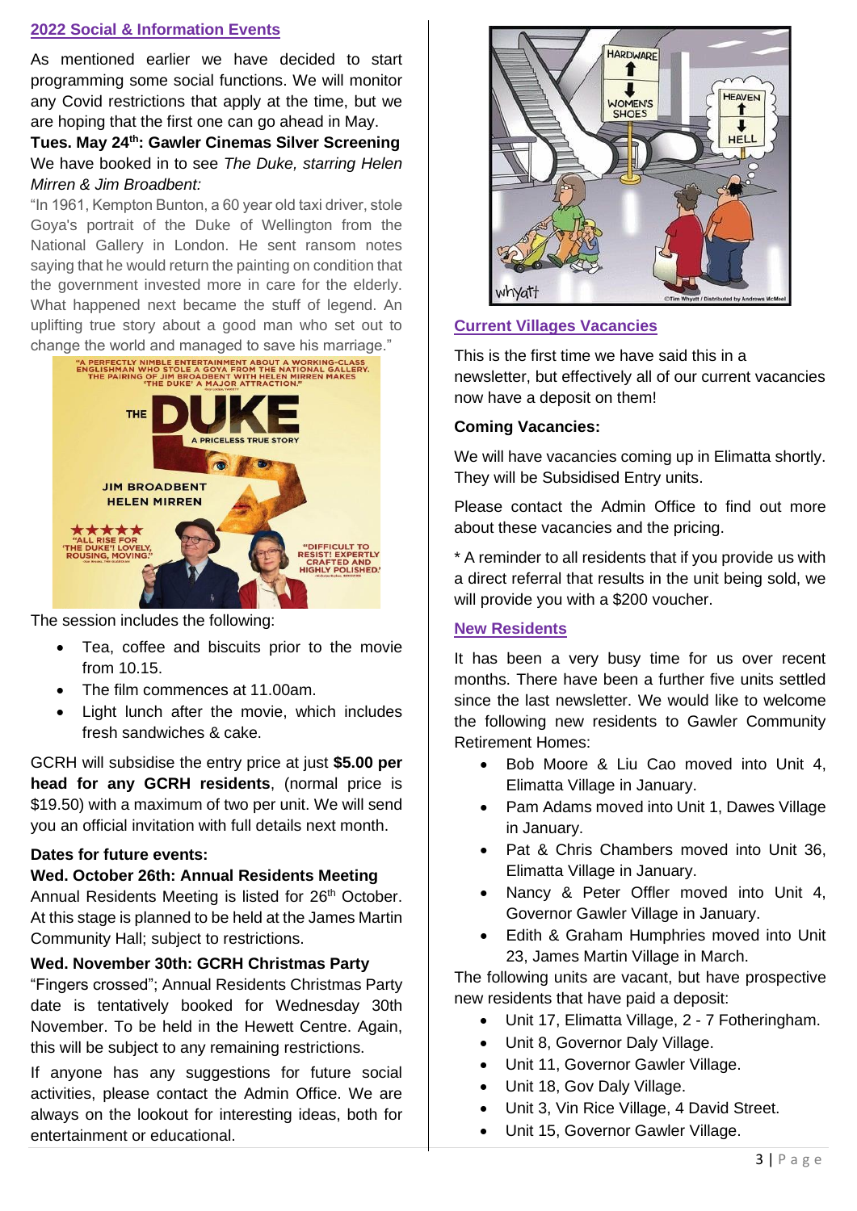## 2022 Social & Information Events

As mentioned earlier we have decided to start programming some social functions. We will monitor any Covid restrictions that apply at the time, but we are hoping that the first one can go ahead in May.

**Tues. May 24th: Gawler Cinemas Silver Screening**

We have booked in to see *The Duke, starring Helen Mirren & Jim Broadbent:*

"In 1961, Kempton Bunton, a 60 year old taxi driver, stole Goya's portrait of the Duke of Wellington from the National Gallery in London. He sent ransom notes saying that he would return the painting on condition that the government invested more in care for the elderly. What happened next became the stuff of legend. An uplifting true story about a good man who set out to change the world and managed to save his marriage."

The session includes the following:

- Tea, coffee and biscuits prior to the movie from 10.15.
- The film commences at 11.00am.
- Light lunch after the movie, which includes fresh sandwiches & cake.

GCRH will subsidise the entry price at just **$5.00 per head for any GCRH residents**, (normal price is $19.50) with a maximum of two per unit. We will send you an official invitation with full details next month.

**Dates for future events:**

**Wed. October 26th: Annual Residents Meeting**

Annual Residents Meeting is listed for 26th October. At this stage is planned to be held at the James Martin Community Hall; subject to restrictions.

**Wed. November 30th: GCRH Christmas Party**

"Fingers crossed"; Annual Residents Christmas Party date is tentatively booked for Wednesday 30th November. To be held in the Hewett Centre. Again, this will be subject to any remaining restrictions.

If anyone has any suggestions for future social activities, please contact the Admin Office. We are always on the lookout for interesting ideas, both for entertainment or educational.

## Current Villages Vacancies

This is the first time we have said this in a newsletter, but effectively all of our current vacancies now have a deposit on them!

**Coming Vacancies:**

We will have vacancies coming up in Elimatta shortly. They will be Subsidised Entry units.

Please contact the Admin Office to find out more about these vacancies and the pricing.

* A reminder to all residents that if you provide us with a direct referral that results in the unit being sold, we will provide you with a $200 voucher.

## New Residents

It has been a very busy time for us over recent months. There have been a further five units settled since the last newsletter. We would like to welcome the following new residents to Gawler Community Retirement Homes:

- Bob Moore & Liu Cao moved into Unit 4, Elimatta Village in January.
- Pam Adams moved into Unit 1, Dawes Village in January.
- Pat & Chris Chambers moved into Unit 36, Elimatta Village in January.
- Nancy & Peter Offler moved into Unit 4, Governor Gawler Village in January.
- Edith & Graham Humphries moved into Unit 23, James Martin Village in March.

The following units are vacant, but have prospective new residents that have paid a deposit:

- Unit 17, Elimatta Village, 2 - 7 Fotheringham.
- Unit 8, Governor Daly Village.
- Unit 11, Governor Gawler Village.
- Unit 18, Gov Daly Village.
- Unit 3, Vin Rice Village, 4 David Street.
- Unit 15, Governor Gawler Village.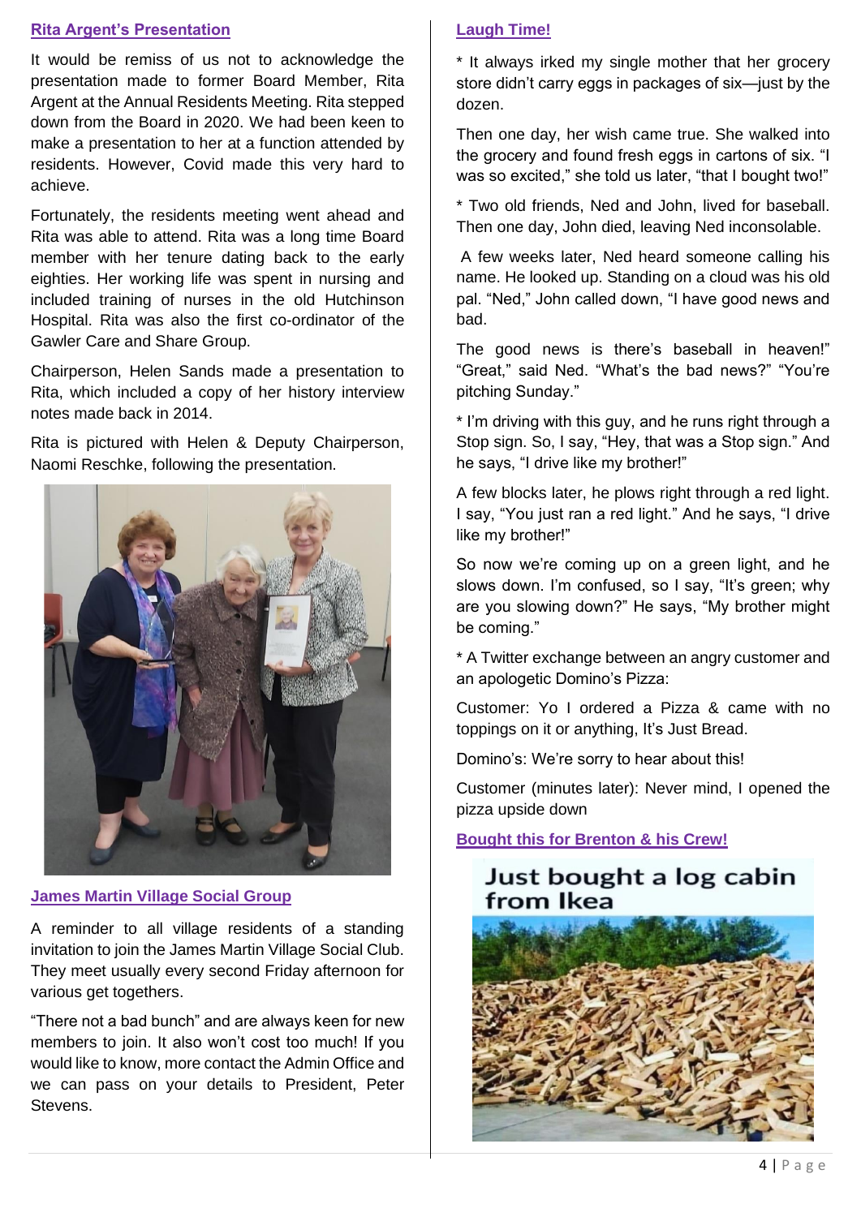## Rita Argent's Presentation

It would be remiss of us not to acknowledge the presentation made to former Board Member, Rita Argent at the Annual Residents Meeting. Rita stepped down from the Board in 2020. We had been keen to make a presentation to her at a function attended by residents. However, Covid made this very hard to achieve.

Fortunately, the residents meeting went ahead and Rita was able to attend. Rita was a long time Board member with her tenure dating back to the early eighties. Her working life was spent in nursing and included training of nurses in the old Hutchinson Hospital. Rita was also the first co-ordinator of the Gawler Care and Share Group.

Chairperson, Helen Sands made a presentation to Rita, which included a copy of her history interview notes made back in 2014.

Rita is pictured with Helen & Deputy Chairperson, Naomi Reschke, following the presentation.

## James Martin Village Social Group

A reminder to all village residents of a standing invitation to join the James Martin Village Social Club. They meet usually every second Friday afternoon for various get togethers.

"There not a bad bunch" and are always keen for new members to join. It also won't cost too much! If you would like to know, more contact the Admin Office and we can pass on your details to President, Peter Stevens.

## Laugh Time!

* It always irked my single mother that her grocery store didn't carry eggs in packages of six—just by the dozen.

Then one day, her wish came true. She walked into the grocery and found fresh eggs in cartons of six. "I was so excited," she told us later, "that I bought two!"

* Two old friends, Ned and John, lived for baseball. Then one day, John died, leaving Ned inconsolable.

A few weeks later, Ned heard someone calling his name. He looked up. Standing on a cloud was his old pal. "Ned," John called down, "I have good news and bad.

The good news is there's baseball in heaven!" "Great," said Ned. "What's the bad news?" "You're pitching Sunday."

* I'm driving with this guy, and he runs right through a Stop sign. So, I say, "Hey, that was a Stop sign." And he says, "I drive like my brother!"

A few blocks later, he plows right through a red light. I say, "You just ran a red light." And he says, "I drive like my brother!"

So now we're coming up on a green light, and he slows down. I'm confused, so I say, "It's green; why are you slowing down?" He says, "My brother might be coming."

* A Twitter exchange between an angry customer and an apologetic Domino's Pizza:

Customer: Yo I ordered a Pizza & came with no toppings on it or anything, It's Just Bread.

Domino's: We're sorry to hear about this!

Customer (minutes later): Never mind, I opened the pizza upside down

## Bought this for Brenton & his Crew!

Just bought a log cabin from Ikea